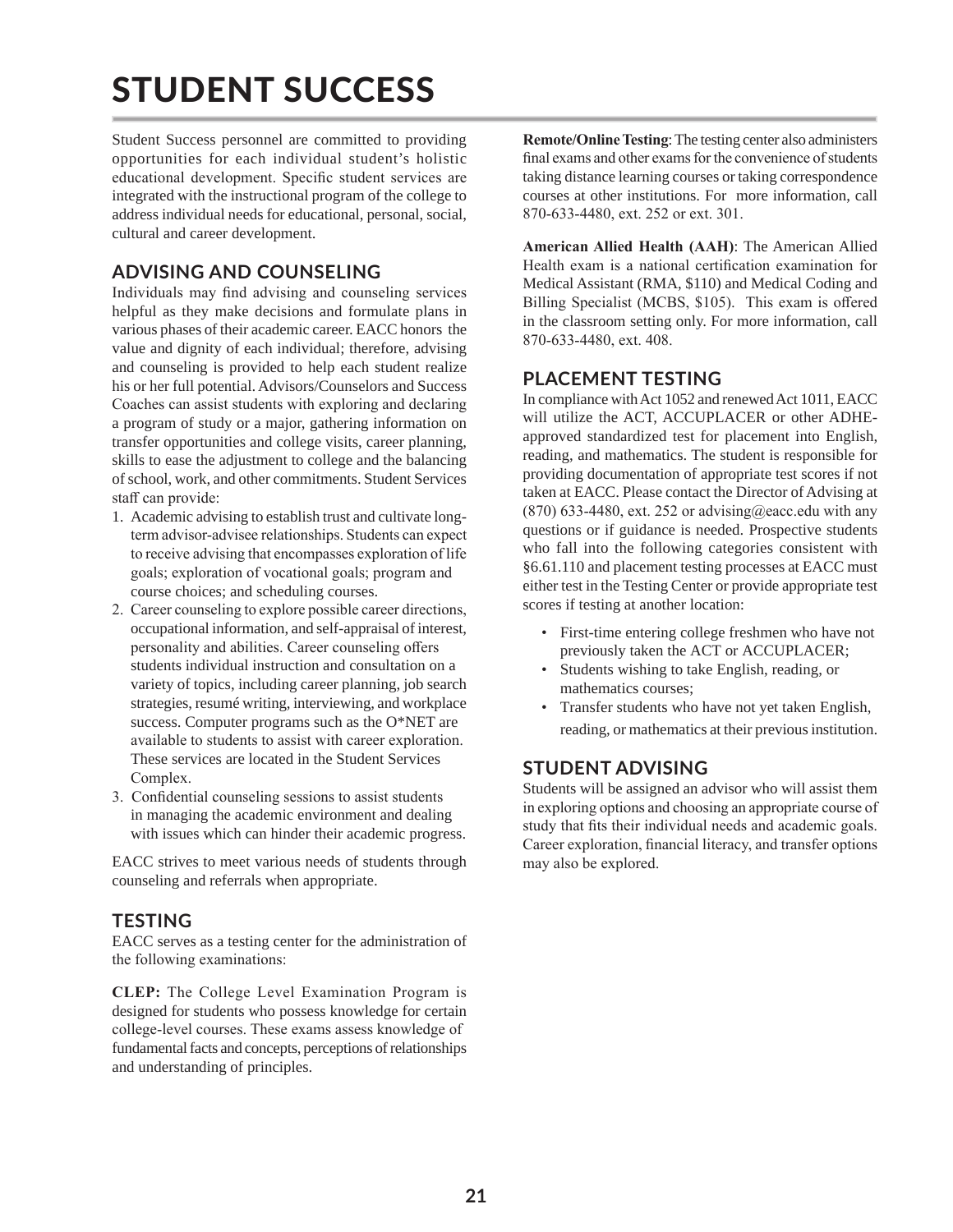# STUDENT SUCCESS

Student Success personnel are committed to providing opportunities for each individual student's holistic educational development. Specific student services are integrated with the instructional program of the college to address individual needs for educational, personal, social, cultural and career development.

## ADVISING AND COUNSELING

Individuals may find advising and counseling services helpful as they make decisions and formulate plans in various phases of their academic career. EACC honors the value and dignity of each individual; therefore, advising and counseling is provided to help each student realize his or her full potential. Advisors/Counselors and Success Coaches can assist students with exploring and declaring a program of study or a major, gathering information on transfer opportunities and college visits, career planning, skills to ease the adjustment to college and the balancing of school, work, and other commitments. Student Services staff can provide:

1. Academic advising to establish trust and cultivate long-term advisor-advisee relationships. Students can expect to receive advising that encompasses exploration of life goals; exploration of vocational goals; program and course choices; and scheduling courses.
2. Career counseling to explore possible career directions, occupational information, and self-appraisal of interest, personality and abilities. Career counseling offers students individual instruction and consultation on a variety of topics, including career planning, job search strategies, resumé writing, interviewing, and workplace success. Computer programs such as the O*NET are available to students to assist with career exploration. These services are located in the Student Services Complex.
3. Confidential counseling sessions to assist students in managing the academic environment and dealing with issues which can hinder their academic progress.

EACC strives to meet various needs of students through counseling and referrals when appropriate.

## TESTING

EACC serves as a testing center for the administration of the following examinations:

**CLEP:** The College Level Examination Program is designed for students who possess knowledge for certain college-level courses. These exams assess knowledge of fundamental facts and concepts, perceptions of relationships and understanding of principles.

**Remote/Online Testing**: The testing center also administers final exams and other exams for the convenience of students taking distance learning courses or taking correspondence courses at other institutions. For more information, call 870-633-4480, ext. 252 or ext. 301.

**American Allied Health (AAH)**: The American Allied Health exam is a national certification examination for Medical Assistant (RMA, $110) and Medical Coding and Billing Specialist (MCBS, $105). This exam is offered in the classroom setting only. For more information, call 870-633-4480, ext. 408.

## PLACEMENT TESTING

In compliance with Act 1052 and renewed Act 1011, EACC will utilize the ACT, ACCUPLACER or other ADHE-approved standardized test for placement into English, reading, and mathematics. The student is responsible for providing documentation of appropriate test scores if not taken at EACC. Please contact the Director of Advising at (870) 633-4480, ext. 252 or advising@eacc.edu with any questions or if guidance is needed. Prospective students who fall into the following categories consistent with §6.61.110 and placement testing processes at EACC must either test in the Testing Center or provide appropriate test scores if testing at another location:

- First-time entering college freshmen who have not previously taken the ACT or ACCUPLACER;
- Students wishing to take English, reading, or mathematics courses;
- Transfer students who have not yet taken English, reading, or mathematics at their previous institution.

## STUDENT ADVISING

Students will be assigned an advisor who will assist them in exploring options and choosing an appropriate course of study that fits their individual needs and academic goals. Career exploration, financial literacy, and transfer options may also be explored.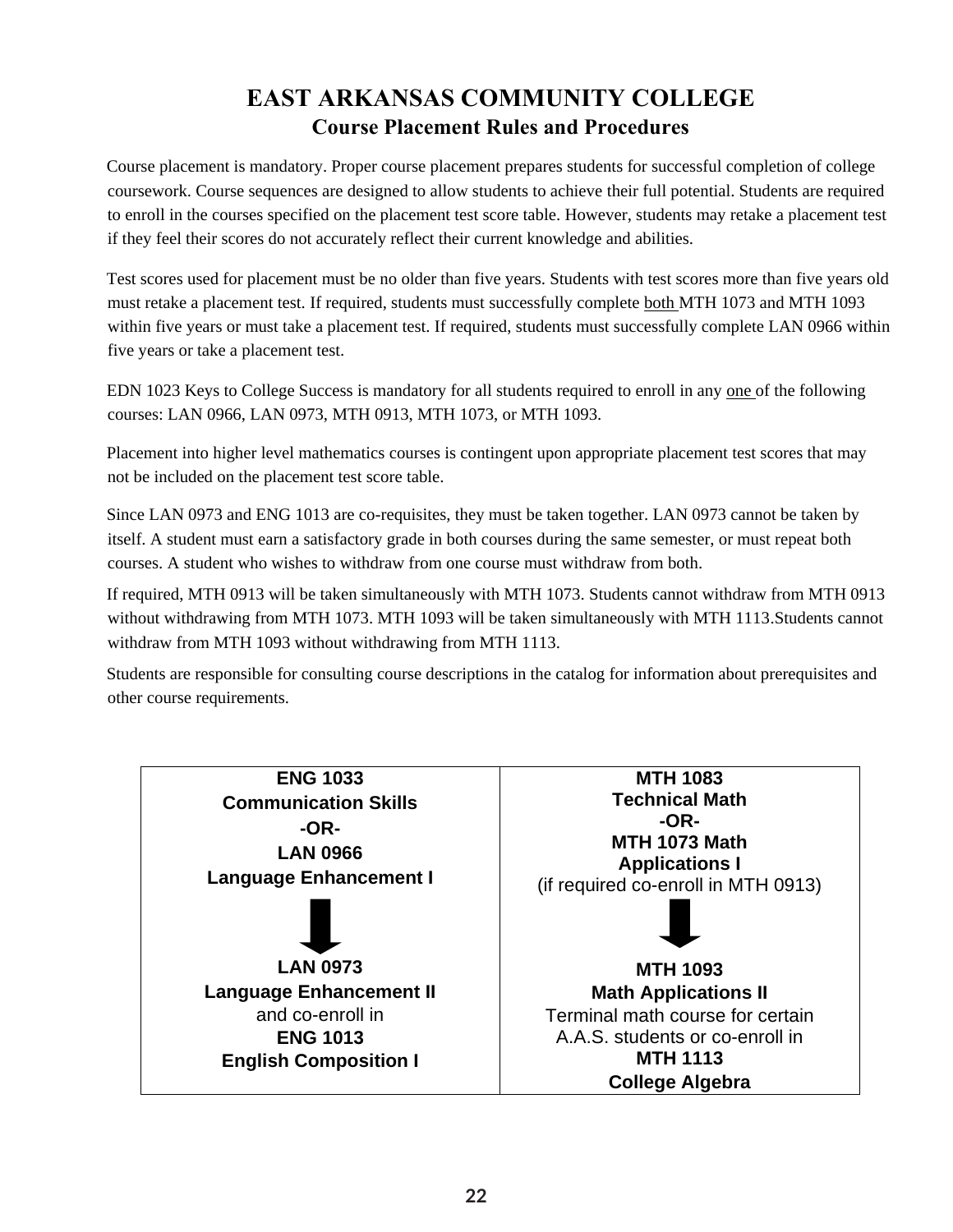# EAST ARKANSAS COMMUNITY COLLEGE

## Course Placement Rules and Procedures

Course placement is mandatory. Proper course placement prepares students for successful completion of college coursework. Course sequences are designed to allow students to achieve their full potential. Students are required to enroll in the courses specified on the placement test score table. However, students may retake a placement test if they feel their scores do not accurately reflect their current knowledge and abilities.

Test scores used for placement must be no older than five years. Students with test scores more than five years old must retake a placement test. If required, students must successfully complete both MTH 1073 and MTH 1093 within five years or must take a placement test. If required, students must successfully complete LAN 0966 within five years or take a placement test.

EDN 1023 Keys to College Success is mandatory for all students required to enroll in any one of the following courses: LAN 0966, LAN 0973, MTH 0913, MTH 1073, or MTH 1093.

Placement into higher level mathematics courses is contingent upon appropriate placement test scores that may not be included on the placement test score table.

Since LAN 0973 and ENG 1013 are co-requisites, they must be taken together. LAN 0973 cannot be taken by itself. A student must earn a satisfactory grade in both courses during the same semester, or must repeat both courses. A student who wishes to withdraw from one course must withdraw from both.

If required, MTH 0913 will be taken simultaneously with MTH 1073. Students cannot withdraw from MTH 0913 without withdrawing from MTH 1073. MTH 1093 will be taken simultaneously with MTH 1113.Students cannot withdraw from MTH 1093 without withdrawing from MTH 1113.

Students are responsible for consulting course descriptions in the catalog for information about prerequisites and other course requirements.

| | |
|---|---|
| **ENG 1033 Communication Skills -OR- LAN 0966 Language Enhancement I** | **MTH 1083 Technical Math -OR- MTH 1073 Math Applications I** (if required co-enroll in MTH 0913) |
| ↓ | ↓ |
| **LAN 0973 Language Enhancement II** and co-enroll in **ENG 1013 English Composition I** | **MTH 1093 Math Applications II** Terminal math course for certain A.A.S. students or co-enroll in **MTH 1113 College Algebra** |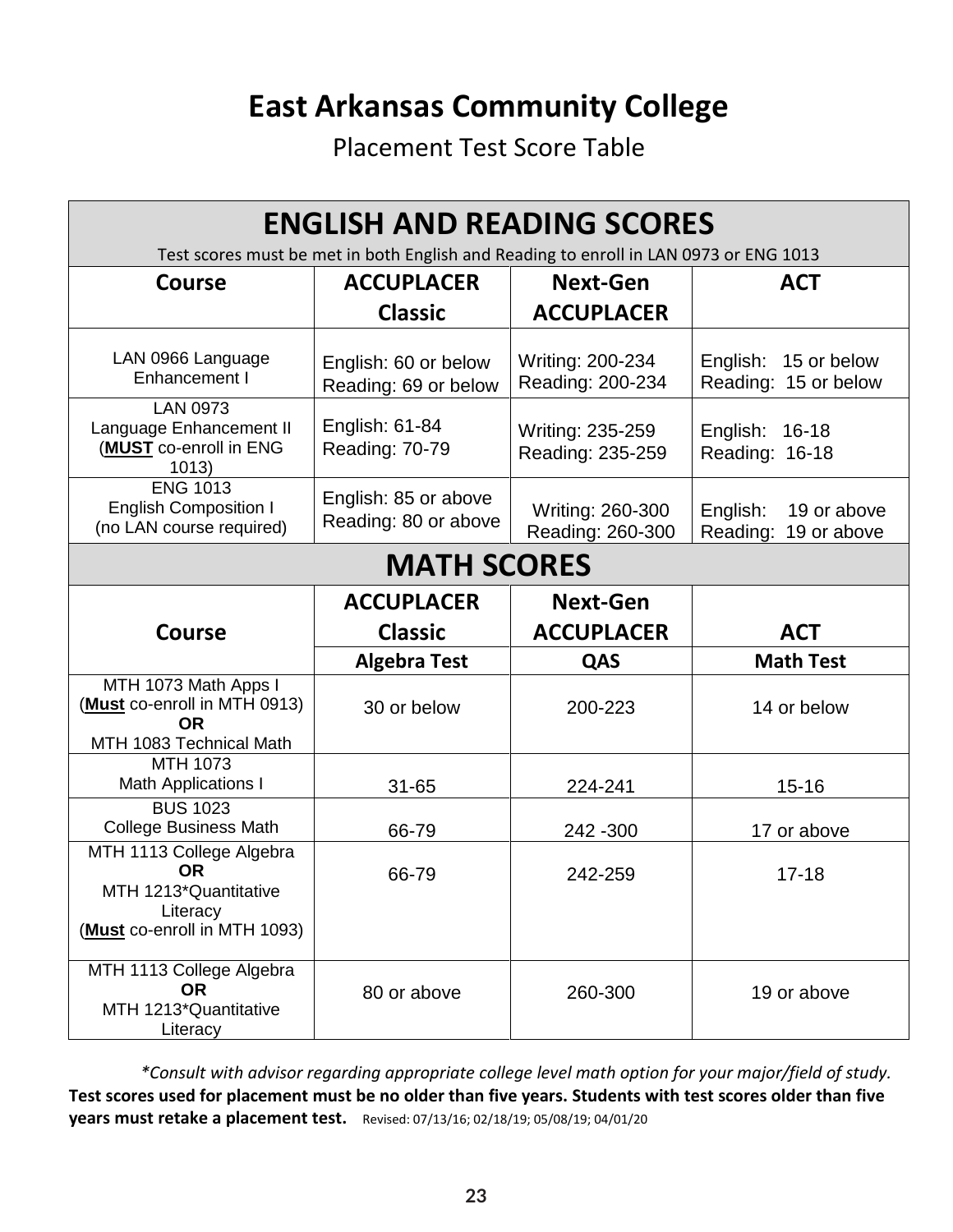# East Arkansas Community College

Placement Test Score Table

## ENGLISH AND READING SCORES

Test scores must be met in both English and Reading to enroll in LAN 0973 or ENG 1013

| Course | ACCUPLACER Classic | Next-Gen ACCUPLACER | ACT |
|---|---|---|---|
| LAN 0966 Language Enhancement I | English: 60 or below<br>Reading: 69 or below | Writing: 200-234<br>Reading: 200-234 | English: 15 or below<br>Reading: 15 or below |
| LAN 0973<br>Language Enhancement II<br>(**MUST** co-enroll in ENG 1013) | English: 61-84<br>Reading: 70-79 | Writing: 235-259<br>Reading: 235-259 | English: 16-18<br>Reading: 16-18 |
| ENG 1013<br>English Composition I<br>(no LAN course required) | English: 85 or above<br>Reading: 80 or above | Writing: 260-300<br>Reading: 260-300 | English: 19 or above<br>Reading: 19 or above |

## MATH SCORES

| Course | ACCUPLACER Classic | Next-Gen ACCUPLACER | ACT |
|---|---|---|---|
| | Algebra Test | QAS | Math Test |
| MTH 1073 Math Apps I<br>(**Must** co-enroll in MTH 0913)<br>**OR**<br>MTH 1083 Technical Math | 30 or below | 200-223 | 14 or below |
| MTH 1073<br>Math Applications I | 31-65 | 224-241 | 15-16 |
| BUS 1023<br>College Business Math | 66-79 | 242 -300 | 17 or above |
| MTH 1113 College Algebra<br>**OR**<br>MTH 1213*Quantitative Literacy<br>(**Must** co-enroll in MTH 1093) | 66-79 | 242-259 | 17-18 |
| MTH 1113 College Algebra<br>**OR**<br>MTH 1213*Quantitative Literacy | 80 or above | 260-300 | 19 or above |

*\*Consult with advisor regarding appropriate college level math option for your major/field of study.*

**Test scores used for placement must be no older than five years. Students with test scores older than five years must retake a placement test.** Revised: 07/13/16; 02/18/19; 05/08/19; 04/01/20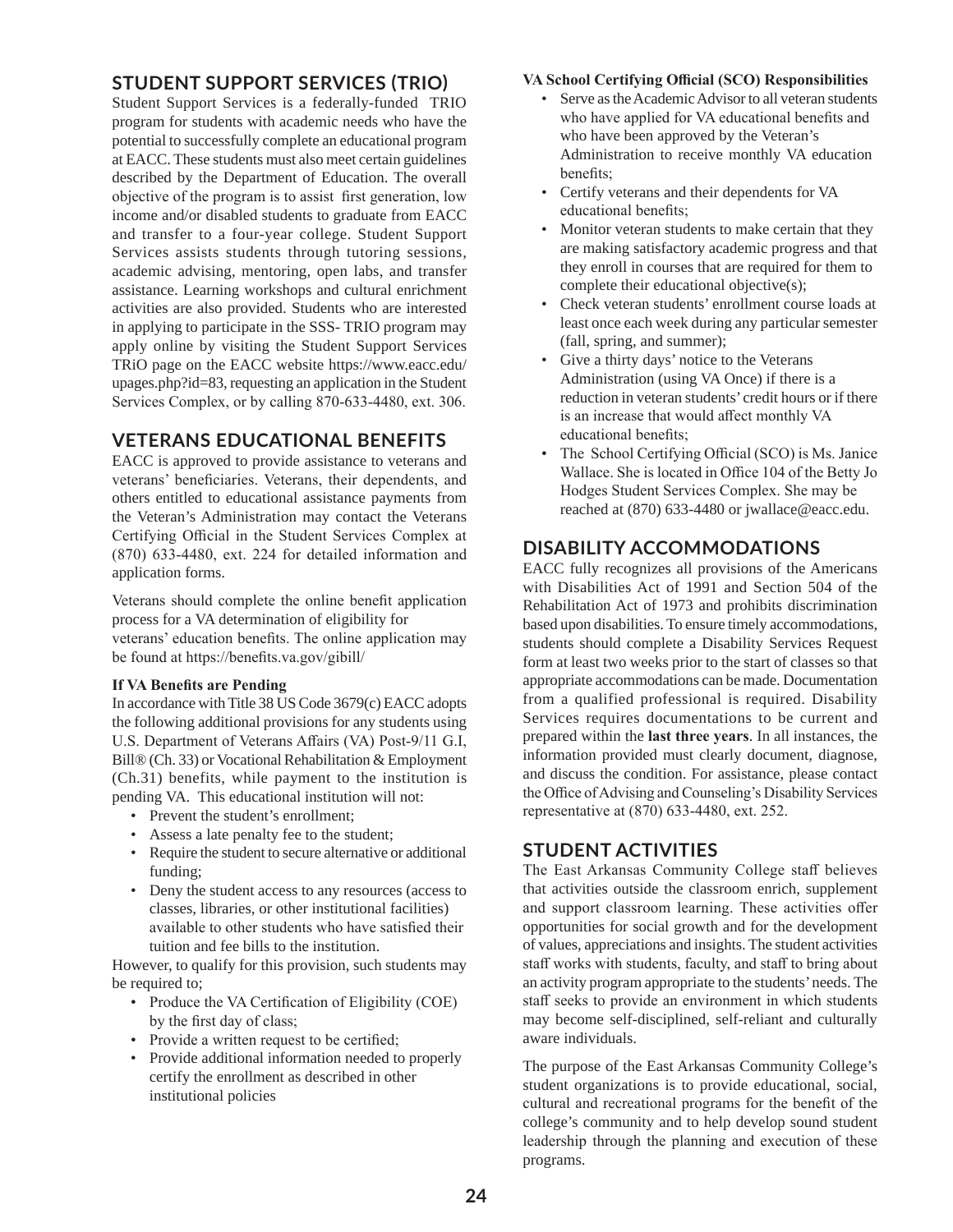## STUDENT SUPPORT SERVICES (TRIO)

Student Support Services is a federally-funded TRIO program for students with academic needs who have the potential to successfully complete an educational program at EACC. These students must also meet certain guidelines described by the Department of Education. The overall objective of the program is to assist first generation, low income and/or disabled students to graduate from EACC and transfer to a four-year college. Student Support Services assists students through tutoring sessions, academic advising, mentoring, open labs, and transfer assistance. Learning workshops and cultural enrichment activities are also provided. Students who are interested in applying to participate in the SSS- TRIO program may apply online by visiting the Student Support Services TRiO page on the EACC website https://www.eacc.edu/upages.php?id=83, requesting an application in the Student Services Complex, or by calling 870-633-4480, ext. 306.

## VETERANS EDUCATIONAL BENEFITS

EACC is approved to provide assistance to veterans and veterans' beneficiaries. Veterans, their dependents, and others entitled to educational assistance payments from the Veteran's Administration may contact the Veterans Certifying Official in the Student Services Complex at (870) 633-4480, ext. 224 for detailed information and application forms.

Veterans should complete the online benefit application process for a VA determination of eligibility for veterans' education benefits. The online application may be found at https://benefits.va.gov/gibill/

**If VA Benefits are Pending**

In accordance with Title 38 US Code 3679(c) EACC adopts the following additional provisions for any students using U.S. Department of Veterans Affairs (VA) Post-9/11 G.I, Bill® (Ch. 33) or Vocational Rehabilitation & Employment (Ch.31) benefits, while payment to the institution is pending VA. This educational institution will not:

- Prevent the student's enrollment;
- Assess a late penalty fee to the student;
- Require the student to secure alternative or additional funding;
- Deny the student access to any resources (access to classes, libraries, or other institutional facilities) available to other students who have satisfied their tuition and fee bills to the institution.

However, to qualify for this provision, such students may be required to;

- Produce the VA Certification of Eligibility (COE) by the first day of class;
- Provide a written request to be certified;
- Provide additional information needed to properly certify the enrollment as described in other institutional policies

**VA School Certifying Official (SCO) Responsibilities**

- Serve as the Academic Advisor to all veteran students who have applied for VA educational benefits and who have been approved by the Veteran's Administration to receive monthly VA education benefits;
- Certify veterans and their dependents for VA educational benefits;
- Monitor veteran students to make certain that they are making satisfactory academic progress and that they enroll in courses that are required for them to complete their educational objective(s);
- Check veteran students' enrollment course loads at least once each week during any particular semester (fall, spring, and summer);
- Give a thirty days' notice to the Veterans Administration (using VA Once) if there is a reduction in veteran students' credit hours or if there is an increase that would affect monthly VA educational benefits;
- The School Certifying Official (SCO) is Ms. Janice Wallace. She is located in Office 104 of the Betty Jo Hodges Student Services Complex. She may be reached at (870) 633-4480 or jwallace@eacc.edu.

## DISABILITY ACCOMMODATIONS

EACC fully recognizes all provisions of the Americans with Disabilities Act of 1991 and Section 504 of the Rehabilitation Act of 1973 and prohibits discrimination based upon disabilities. To ensure timely accommodations, students should complete a Disability Services Request form at least two weeks prior to the start of classes so that appropriate accommodations can be made. Documentation from a qualified professional is required. Disability Services requires documentations to be current and prepared within the **last three years**. In all instances, the information provided must clearly document, diagnose, and discuss the condition. For assistance, please contact the Office of Advising and Counseling's Disability Services representative at (870) 633-4480, ext. 252.

## STUDENT ACTIVITIES

The East Arkansas Community College staff believes that activities outside the classroom enrich, supplement and support classroom learning. These activities offer opportunities for social growth and for the development of values, appreciations and insights. The student activities staff works with students, faculty, and staff to bring about an activity program appropriate to the students' needs. The staff seeks to provide an environment in which students may become self-disciplined, self-reliant and culturally aware individuals.

The purpose of the East Arkansas Community College's student organizations is to provide educational, social, cultural and recreational programs for the benefit of the college's community and to help develop sound student leadership through the planning and execution of these programs.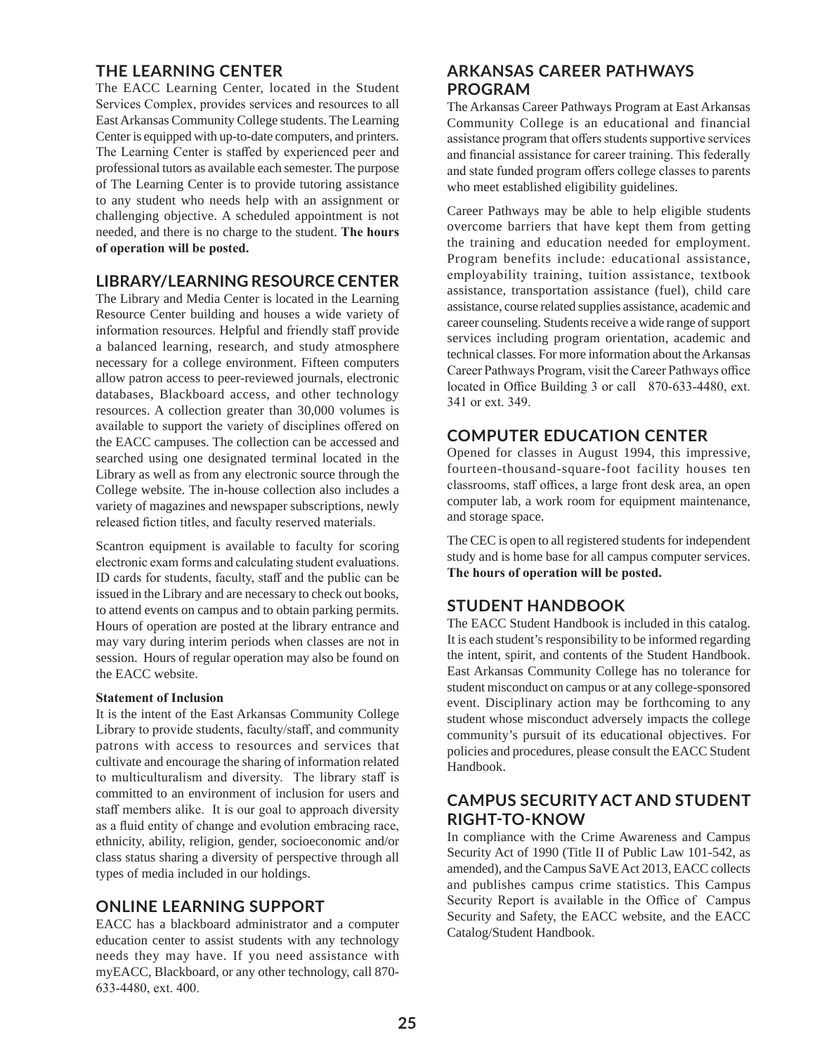## THE LEARNING CENTER

The EACC Learning Center, located in the Student Services Complex, provides services and resources to all East Arkansas Community College students. The Learning Center is equipped with up-to-date computers, and printers. The Learning Center is staffed by experienced peer and professional tutors as available each semester. The purpose of The Learning Center is to provide tutoring assistance to any student who needs help with an assignment or challenging objective. A scheduled appointment is not needed, and there is no charge to the student. **The hours of operation will be posted.**

## LIBRARY/LEARNING RESOURCE CENTER

The Library and Media Center is located in the Learning Resource Center building and houses a wide variety of information resources. Helpful and friendly staff provide a balanced learning, research, and study atmosphere necessary for a college environment. Fifteen computers allow patron access to peer-reviewed journals, electronic databases, Blackboard access, and other technology resources. A collection greater than 30,000 volumes is available to support the variety of disciplines offered on the EACC campuses. The collection can be accessed and searched using one designated terminal located in the Library as well as from any electronic source through the College website. The in-house collection also includes a variety of magazines and newspaper subscriptions, newly released fiction titles, and faculty reserved materials.

Scantron equipment is available to faculty for scoring electronic exam forms and calculating student evaluations. ID cards for students, faculty, staff and the public can be issued in the Library and are necessary to check out books, to attend events on campus and to obtain parking permits. Hours of operation are posted at the library entrance and may vary during interim periods when classes are not in session. Hours of regular operation may also be found on the EACC website.

**Statement of Inclusion**

It is the intent of the East Arkansas Community College Library to provide students, faculty/staff, and community patrons with access to resources and services that cultivate and encourage the sharing of information related to multiculturalism and diversity. The library staff is committed to an environment of inclusion for users and staff members alike. It is our goal to approach diversity as a fluid entity of change and evolution embracing race, ethnicity, ability, religion, gender, socioeconomic and/or class status sharing a diversity of perspective through all types of media included in our holdings.

## ONLINE LEARNING SUPPORT

EACC has a blackboard administrator and a computer education center to assist students with any technology needs they may have. If you need assistance with myEACC, Blackboard, or any other technology, call 870-633-4480, ext. 400.

## ARKANSAS CAREER PATHWAYS PROGRAM

The Arkansas Career Pathways Program at East Arkansas Community College is an educational and financial assistance program that offers students supportive services and financial assistance for career training. This federally and state funded program offers college classes to parents who meet established eligibility guidelines.

Career Pathways may be able to help eligible students overcome barriers that have kept them from getting the training and education needed for employment. Program benefits include: educational assistance, employability training, tuition assistance, textbook assistance, transportation assistance (fuel), child care assistance, course related supplies assistance, academic and career counseling. Students receive a wide range of support services including program orientation, academic and technical classes. For more information about the Arkansas Career Pathways Program, visit the Career Pathways office located in Office Building 3 or call 870-633-4480, ext. 341 or ext. 349.

## COMPUTER EDUCATION CENTER

Opened for classes in August 1994, this impressive, fourteen-thousand-square-foot facility houses ten classrooms, staff offices, a large front desk area, an open computer lab, a work room for equipment maintenance, and storage space.

The CEC is open to all registered students for independent study and is home base for all campus computer services. **The hours of operation will be posted.**

## STUDENT HANDBOOK

The EACC Student Handbook is included in this catalog. It is each student's responsibility to be informed regarding the intent, spirit, and contents of the Student Handbook. East Arkansas Community College has no tolerance for student misconduct on campus or at any college-sponsored event. Disciplinary action may be forthcoming to any student whose misconduct adversely impacts the college community's pursuit of its educational objectives. For policies and procedures, please consult the EACC Student Handbook.

## CAMPUS SECURITY ACT AND STUDENT RIGHT-TO-KNOW

In compliance with the Crime Awareness and Campus Security Act of 1990 (Title II of Public Law 101-542, as amended), and the Campus SaVE Act 2013, EACC collects and publishes campus crime statistics. This Campus Security Report is available in the Office of Campus Security and Safety, the EACC website, and the EACC Catalog/Student Handbook.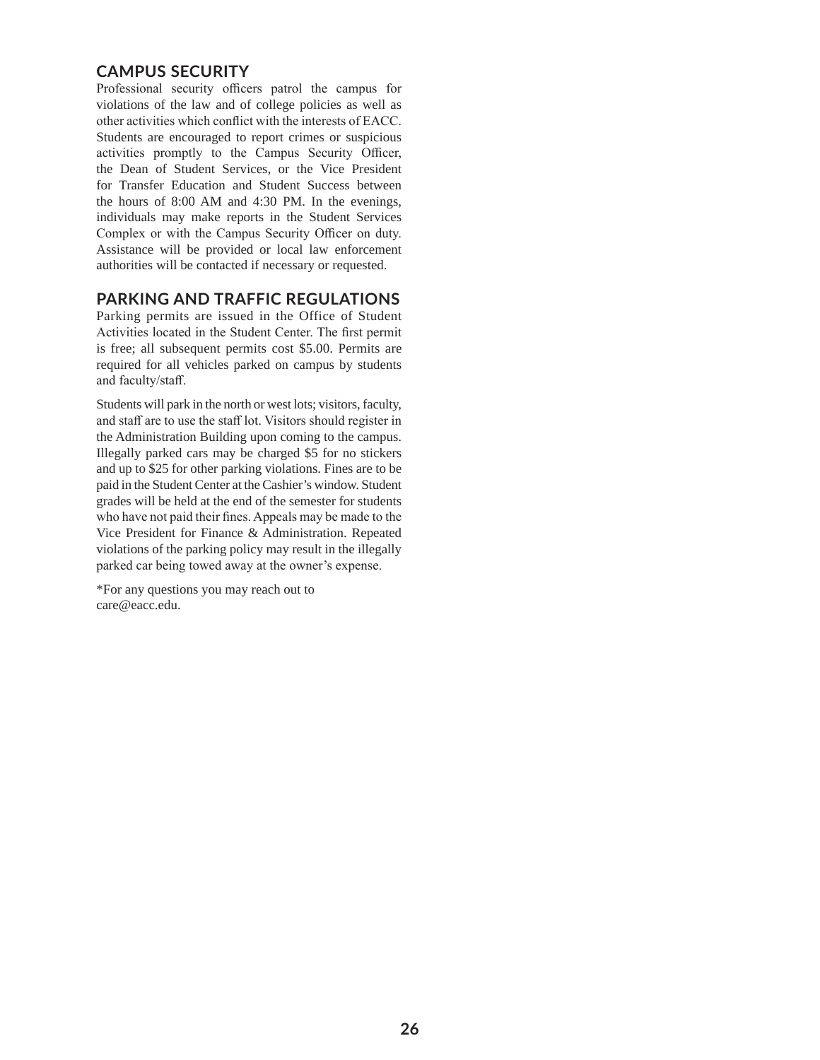## CAMPUS SECURITY

Professional security officers patrol the campus for violations of the law and of college policies as well as other activities which conflict with the interests of EACC. Students are encouraged to report crimes or suspicious activities promptly to the Campus Security Officer, the Dean of Student Services, or the Vice President for Transfer Education and Student Success between the hours of 8:00 AM and 4:30 PM. In the evenings, individuals may make reports in the Student Services Complex or with the Campus Security Officer on duty. Assistance will be provided or local law enforcement authorities will be contacted if necessary or requested.

## PARKING AND TRAFFIC REGULATIONS

Parking permits are issued in the Office of Student Activities located in the Student Center. The first permit is free; all subsequent permits cost $5.00. Permits are required for all vehicles parked on campus by students and faculty/staff.

Students will park in the north or west lots; visitors, faculty, and staff are to use the staff lot. Visitors should register in the Administration Building upon coming to the campus. Illegally parked cars may be charged $5 for no stickers and up to $25 for other parking violations. Fines are to be paid in the Student Center at the Cashier's window. Student grades will be held at the end of the semester for students who have not paid their fines. Appeals may be made to the Vice President for Finance & Administration. Repeated violations of the parking policy may result in the illegally parked car being towed away at the owner's expense.

*For any questions you may reach out to care@eacc.edu.